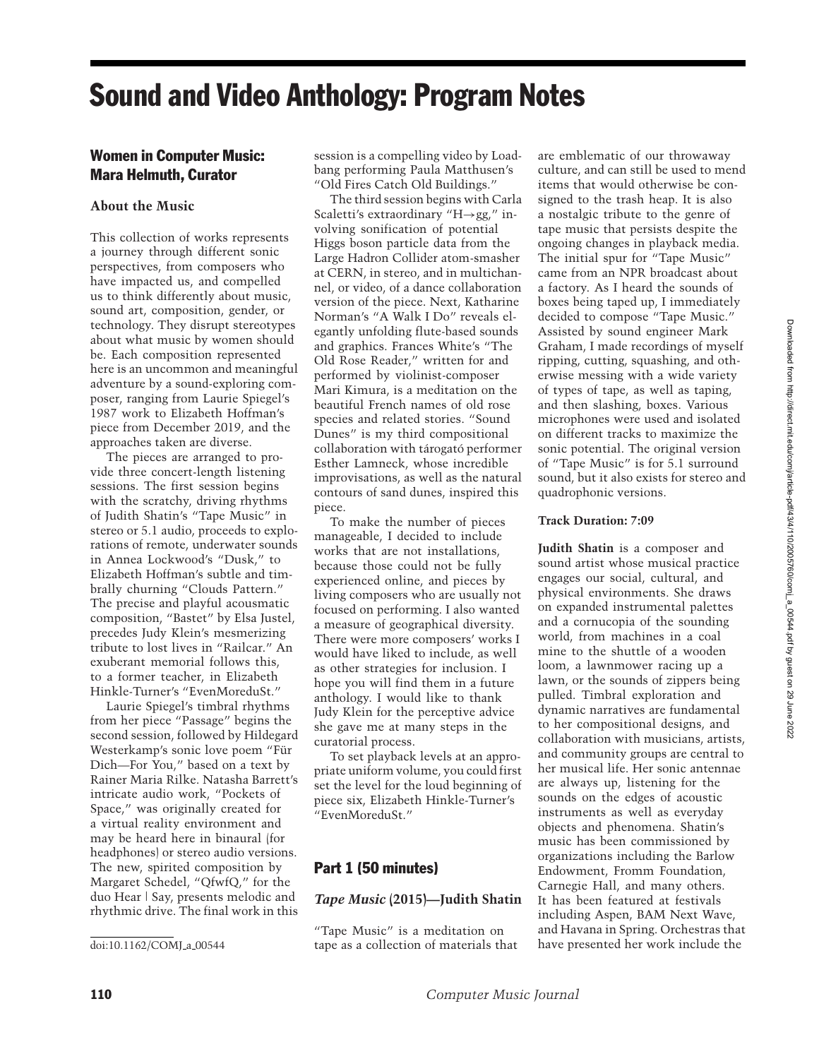# Sound and Video Anthology: Program Notes

## Women in Computer Music: Mara Helmuth, Curator

### About the Music

This collection of works represents a journey through different sonic perspectives, from composers who have impacted us, and compelled us to think differently about music, sound art, composition, gender, or technology. They disrupt stereotypes about what music by women should be. Each composition represented here is an uncommon and meaningful adventure by a sound-exploring composer, ranging from Laurie Spiegel's 1987 work to Elizabeth Hoffman's piece from December 2019, and the approaches taken are diverse.

The pieces are arranged to provide three concert-length listening sessions. The first session begins with the scratchy, driving rhythms of Judith Shatin's "Tape Music" in stereo or 5.1 audio, proceeds to explorations of remote, underwater sounds in Annea Lockwood's "Dusk," to Elizabeth Hoffman's subtle and timbrally churning "Clouds Pattern." The precise and playful acousmatic composition, "Bastet" by Elsa Justel, precedes Judy Klein's mesmerizing tribute to lost lives in "Railcar." An exuberant memorial follows this, to a former teacher, in Elizabeth Hinkle-Turner's "EvenMoreduSt."

Laurie Spiegel's timbral rhythms from her piece "Passage" begins the second session, followed by Hildegard Westerkamp's sonic love poem "Für Dich—For You," based on a text by Rainer Maria Rilke. Natasha Barrett's intricate audio work, "Pockets of Space," was originally created for a virtual reality environment and may be heard here in binaural (for headphones) or stereo audio versions. The new, spirited composition by Margaret Schedel, "QfwfQ," for the duo Hear | Say, presents melodic and rhythmic drive. The final work in this session is a compelling video by Loadbang performing Paula Matthusen's "Old Fires Catch Old Buildings."

The third session begins with Carla Scaletti's extraordinary "H→gg," involving sonification of potential Higgs boson particle data from the Large Hadron Collider atom-smasher at CERN, in stereo, and in multichannel, or video, of a dance collaboration version of the piece. Next, Katharine Norman's "A Walk I Do" reveals elegantly unfolding flute-based sounds and graphics. Frances White's "The Old Rose Reader," written for and performed by violinist-composer Mari Kimura, is a meditation on the beautiful French names of old rose species and related stories. "Sound Dunes" is my third compositional collaboration with tárogató performer Esther Lamneck, whose incredible improvisations, as well as the natural contours of sand dunes, inspired this piece.

To make the number of pieces manageable, I decided to include works that are not installations, because those could not be fully experienced online, and pieces by living composers who are usually not focused on performing. I also wanted a measure of geographical diversity. There were more composers' works I would have liked to include, as well as other strategies for inclusion. I hope you will find them in a future anthology. I would like to thank Judy Klein for the perceptive advice she gave me at many steps in the curatorial process.

To set playback levels at an appropriate uniform volume, you could first set the level for the loud beginning of piece six, Elizabeth Hinkle-Turner's "EvenMoreduSt."

doi:10.1162/COMJ_a_00544

## Part 1 (50 minutes)

### *Tape Music* (2015)—Judith Shatin

"Tape Music" is a meditation on tape as a collection of materials that are emblematic of our throwaway culture, and can still be used to mend items that would otherwise be consigned to the trash heap. It is also a nostalgic tribute to the genre of tape music that persists despite the ongoing changes in playback media. The initial spur for "Tape Music" came from an NPR broadcast about a factory. As I heard the sounds of boxes being taped up, I immediately decided to compose "Tape Music." Assisted by sound engineer Mark Graham, I made recordings of myself ripping, cutting, squashing, and otherwise messing with a wide variety of types of tape, as well as taping, and then slashing, boxes. Various microphones were used and isolated on different tracks to maximize the sonic potential. The original version of "Tape Music" is for 5.1 surround sound, but it also exists for stereo and quadrophonic versions.

**Track Duration: 7:09**

**Judith Shatin** is a composer and sound artist whose musical practice engages our social, cultural, and physical environments. She draws on expanded instrumental palettes and a cornucopia of the sounding world, from machines in a coal mine to the shuttle of a wooden loom, a lawnmower racing up a lawn, or the sounds of zippers being pulled. Timbral exploration and dynamic narratives are fundamental to her compositional designs, and collaboration with musicians, artists, and community groups are central to her musical life. Her sonic antennae are always up, listening for the sounds on the edges of acoustic instruments as well as everyday objects and phenomena. Shatin's music has been commissioned by organizations including the Barlow Endowment, Fromm Foundation, Carnegie Hall, and many others. It has been featured at festivals including Aspen, BAM Next Wave, and Havana in Spring. Orchestras that have presented her work include the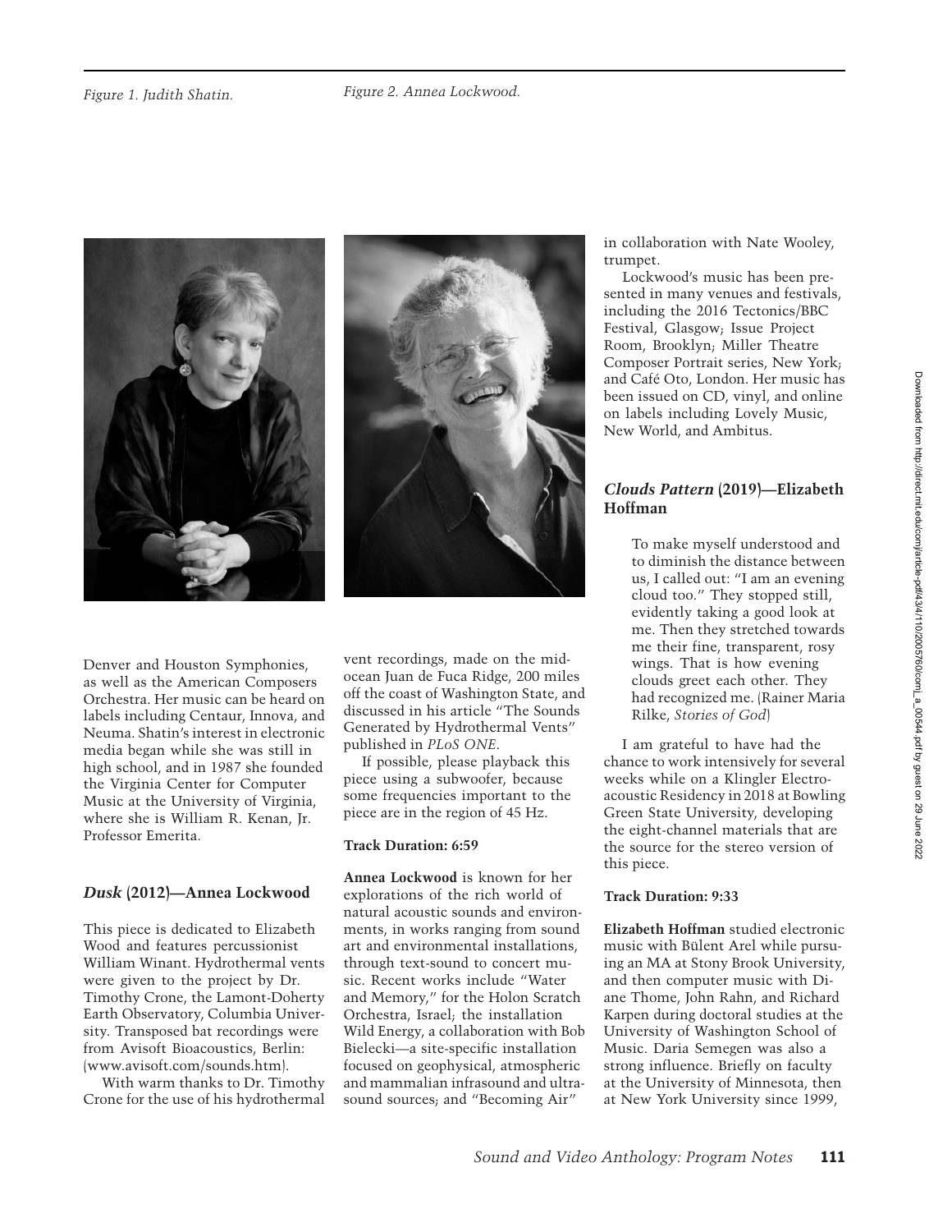Figure 1. Judith Shatin.

Figure 2. Annea Lockwood.

Denver and Houston Symphonies, as well as the American Composers Orchestra. Her music can be heard on labels including Centaur, Innova, and Neuma. Shatin's interest in electronic media began while she was still in high school, and in 1987 she founded the Virginia Center for Computer Music at the University of Virginia, where she is William R. Kenan, Jr. Professor Emerita.

## *Dusk* (2012)—Annea Lockwood

This piece is dedicated to Elizabeth Wood and features percussionist William Winant. Hydrothermal vents were given to the project by Dr. Timothy Crone, the Lamont-Doherty Earth Observatory, Columbia University. Transposed bat recordings were from Avisoft Bioacoustics, Berlin: (www.avisoft.com/sounds.htm).

With warm thanks to Dr. Timothy Crone for the use of his hydrothermal vent recordings, made on the mid-ocean Juan de Fuca Ridge, 200 miles off the coast of Washington State, and discussed in his article "The Sounds Generated by Hydrothermal Vents" published in *PLoS ONE*.

If possible, please playback this piece using a subwoofer, because some frequencies important to the piece are in the region of 45 Hz.

**Track Duration: 6:59**

**Annea Lockwood** is known for her explorations of the rich world of natural acoustic sounds and environments, in works ranging from sound art and environmental installations, through text-sound to concert music. Recent works include "Water and Memory," for the Holon Scratch Orchestra, Israel; the installation Wild Energy, a collaboration with Bob Bielecki—a site-specific installation focused on geophysical, atmospheric and mammalian infrasound and ultrasound sources; and "Becoming Air" in collaboration with Nate Wooley, trumpet.

Lockwood's music has been presented in many venues and festivals, including the 2016 Tectonics/BBC Festival, Glasgow; Issue Project Room, Brooklyn; Miller Theatre Composer Portrait series, New York; and Café Oto, London. Her music has been issued on CD, vinyl, and online on labels including Lovely Music, New World, and Ambitus.

## *Clouds Pattern* (2019)—Elizabeth Hoffman

> To make myself understood and to diminish the distance between us, I called out: "I am an evening cloud too." They stopped still, evidently taking a good look at me. Then they stretched towards me their fine, transparent, rosy wings. That is how evening clouds greet each other. They had recognized me. (Rainer Maria Rilke, *Stories of God*)

I am grateful to have had the chance to work intensively for several weeks while on a Klingler Electroacoustic Residency in 2018 at Bowling Green State University, developing the eight-channel materials that are the source for the stereo version of this piece.

**Track Duration: 9:33**

**Elizabeth Hoffman** studied electronic music with Bülent Arel while pursuing an MA at Stony Brook University, and then computer music with Diane Thome, John Rahn, and Richard Karpen during doctoral studies at the University of Washington School of Music. Daria Semegen was also a strong influence. Briefly on faculty at the University of Minnesota, then at New York University since 1999,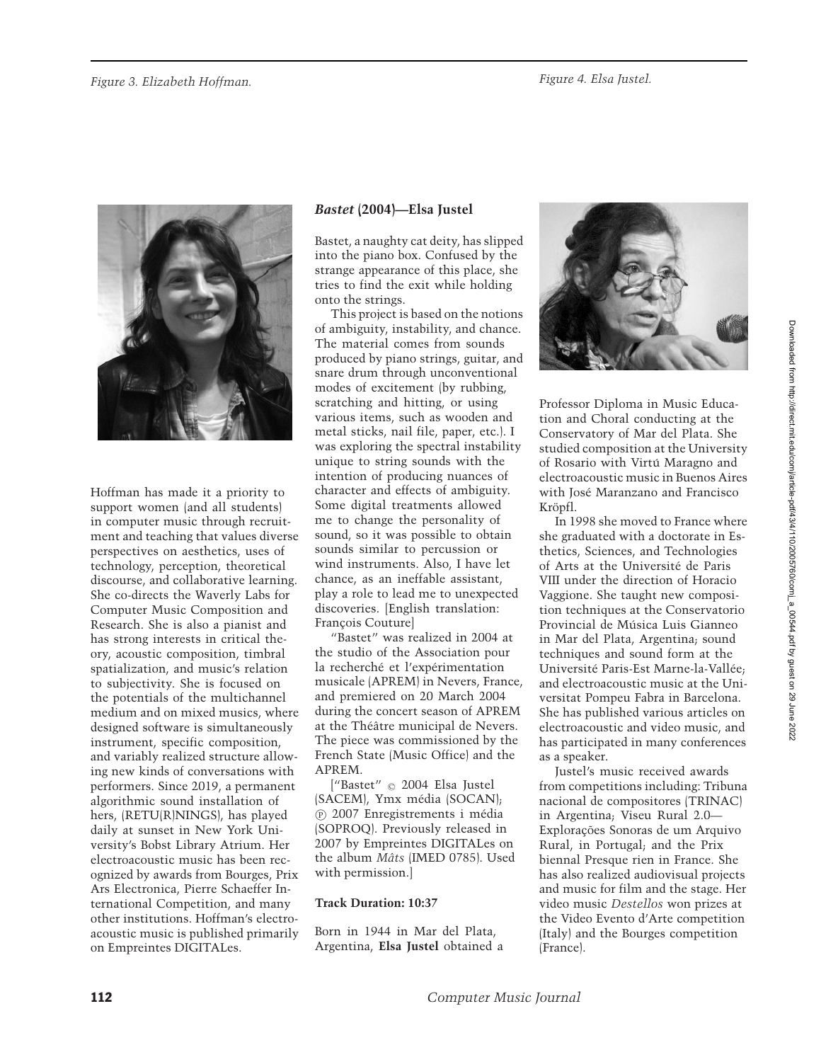Figure 3. Elizabeth Hoffman.

Figure 4. Elsa Justel.

Hoffman has made it a priority to support women (and all students) in computer music through recruitment and teaching that values diverse perspectives on aesthetics, uses of technology, perception, theoretical discourse, and collaborative learning. She co-directs the Waverly Labs for Computer Music Composition and Research. She is also a pianist and has strong interests in critical theory, acoustic composition, timbral spatialization, and music's relation to subjectivity. She is focused on the potentials of the multichannel medium and on mixed musics, where designed software is simultaneously instrument, specific composition, and variably realized structure allowing new kinds of conversations with performers. Since 2019, a permanent algorithmic sound installation of hers, (RETU(R)NINGS), has played daily at sunset in New York University's Bobst Library Atrium. Her electroacoustic music has been recognized by awards from Bourges, Prix Ars Electronica, Pierre Schaeffer International Competition, and many other institutions. Hoffman's electroacoustic music is published primarily on Empreintes DIGITALes.

### *Bastet* (2004)—Elsa Justel

Bastet, a naughty cat deity, has slipped into the piano box. Confused by the strange appearance of this place, she tries to find the exit while holding onto the strings.

This project is based on the notions of ambiguity, instability, and chance. The material comes from sounds produced by piano strings, guitar, and snare drum through unconventional modes of excitement (by rubbing, scratching and hitting, or using various items, such as wooden and metal sticks, nail file, paper, etc.). I was exploring the spectral instability unique to string sounds with the intention of producing nuances of character and effects of ambiguity. Some digital treatments allowed me to change the personality of sound, so it was possible to obtain sounds similar to percussion or wind instruments. Also, I have let chance, as an ineffable assistant, play a role to lead me to unexpected discoveries. [English translation: François Couture]

"Bastet" was realized in 2004 at the studio of the Association pour la recherché et l'expérimentation musicale (APREM) in Nevers, France, and premiered on 20 March 2004 during the concert season of APREM at the Théâtre municipal de Nevers. The piece was commissioned by the French State (Music Office) and the APREM.

["Bastet" © 2004 Elsa Justel (SACEM), Ymx média (SOCAN); ℗ 2007 Enregistrements i média (SOPROQ). Previously released in 2007 by Empreintes DIGITALes on the album *Mâts* (IMED 0785). Used with permission.]

**Track Duration: 10:37**

Born in 1944 in Mar del Plata, Argentina, **Elsa Justel** obtained a Professor Diploma in Music Education and Choral conducting at the Conservatory of Mar del Plata. She studied composition at the University of Rosario with Virtú Maragno and electroacoustic music in Buenos Aires with José Maranzano and Francisco Kröpfl.

In 1998 she moved to France where she graduated with a doctorate in Esthetics, Sciences, and Technologies of Arts at the Université de Paris VIII under the direction of Horacio Vaggione. She taught new composition techniques at the Conservatorio Provincial de Música Luis Gianneo in Mar del Plata, Argentina; sound techniques and sound form at the Université Paris-Est Marne-la-Vallée; and electroacoustic music at the Universitat Pompeu Fabra in Barcelona. She has published various articles on electroacoustic and video music, and has participated in many conferences as a speaker.

Justel's music received awards from competitions including: Tribuna nacional de compositores (TRINAC) in Argentina; Viseu Rural 2.0—Explorações Sonoras de um Arquivo Rural, in Portugal; and the Prix biennal Presque rien in France. She has also realized audiovisual projects and music for film and the stage. Her video music *Destellos* won prizes at the Video Evento d'Arte competition (Italy) and the Bourges competition (France).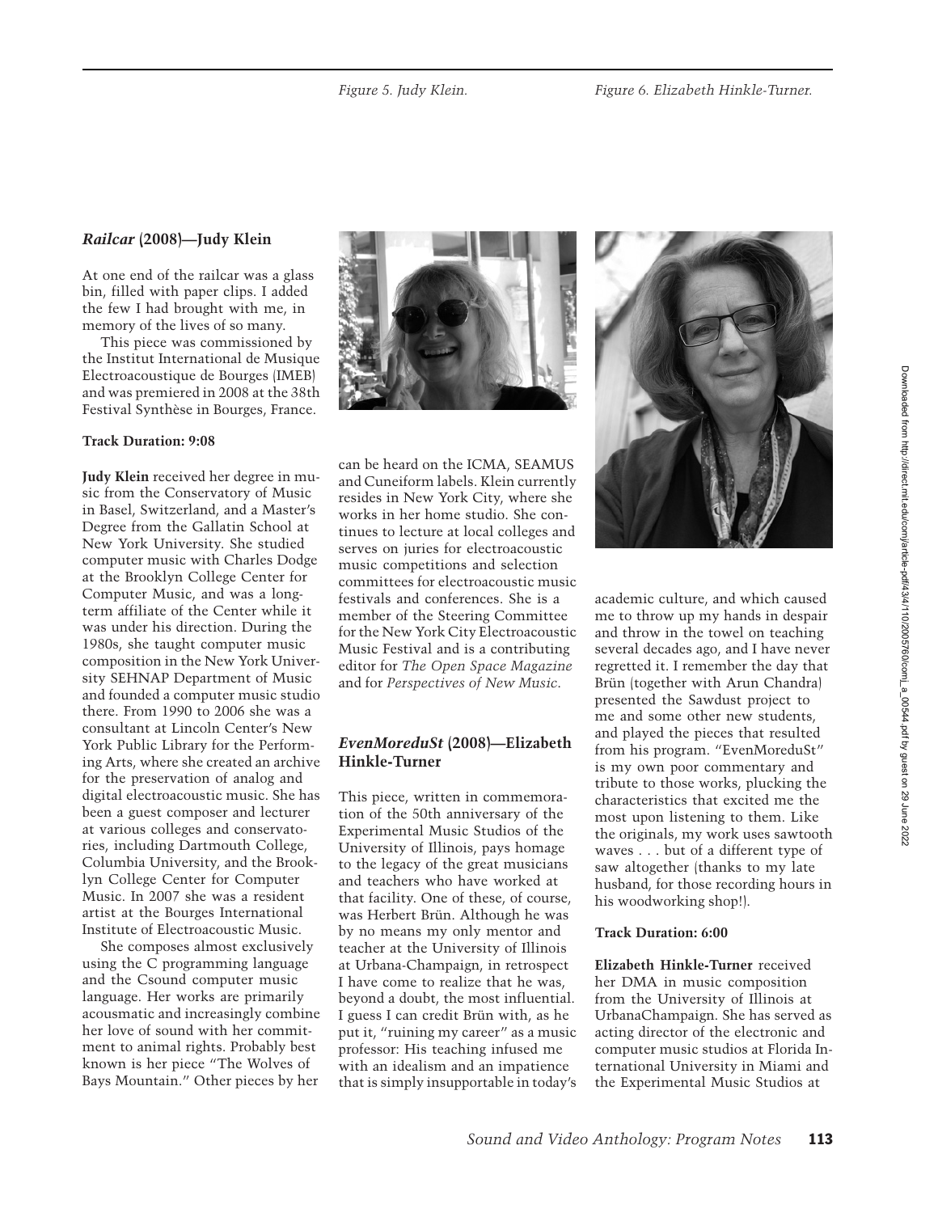Figure 5. Judy Klein.

Figure 6. Elizabeth Hinkle-Turner.

### *Railcar* (2008)—Judy Klein

At one end of the railcar was a glass bin, filled with paper clips. I added the few I had brought with me, in memory of the lives of so many.

This piece was commissioned by the Institut International de Musique Electroacoustique de Bourges (IMEB) and was premiered in 2008 at the 38th Festival Synthèse in Bourges, France.

**Track Duration: 9:08**

**Judy Klein** received her degree in music from the Conservatory of Music in Basel, Switzerland, and a Master's Degree from the Gallatin School at New York University. She studied computer music with Charles Dodge at the Brooklyn College Center for Computer Music, and was a long-term affiliate of the Center while it was under his direction. During the 1980s, she taught computer music composition in the New York University SEHNAP Department of Music and founded a computer music studio there. From 1990 to 2006 she was a consultant at Lincoln Center's New York Public Library for the Performing Arts, where she created an archive for the preservation of analog and digital electroacoustic music. She has been a guest composer and lecturer at various colleges and conservatories, including Dartmouth College, Columbia University, and the Brooklyn College Center for Computer Music. In 2007 she was a resident artist at the Bourges International Institute of Electroacoustic Music.

She composes almost exclusively using the C programming language and the Csound computer music language. Her works are primarily acousmatic and increasingly combine her love of sound with her commitment to animal rights. Probably best known is her piece "The Wolves of Bays Mountain." Other pieces by her can be heard on the ICMA, SEAMUS and Cuneiform labels. Klein currently resides in New York City, where she works in her home studio. She continues to lecture at local colleges and serves on juries for electroacoustic music competitions and selection committees for electroacoustic music festivals and conferences. She is a member of the Steering Committee for the New York City Electroacoustic Music Festival and is a contributing editor for *The Open Space Magazine* and for *Perspectives of New Music*.

### *EvenMoreduSt* (2008)—Elizabeth Hinkle-Turner

This piece, written in commemoration of the 50th anniversary of the Experimental Music Studios of the University of Illinois, pays homage to the legacy of the great musicians and teachers who have worked at that facility. One of these, of course, was Herbert Brün. Although he was by no means my only mentor and teacher at the University of Illinois at Urbana-Champaign, in retrospect I have come to realize that he was, beyond a doubt, the most influential. I guess I can credit Brün with, as he put it, "ruining my career" as a music professor: His teaching infused me with an idealism and an impatience that is simply insupportable in today's academic culture, and which caused me to throw up my hands in despair and throw in the towel on teaching several decades ago, and I have never regretted it. I remember the day that Brün (together with Arun Chandra) presented the Sawdust project to me and some other new students, and played the pieces that resulted from his program. "EvenMoreduSt" is my own poor commentary and tribute to those works, plucking the characteristics that excited me the most upon listening to them. Like the originals, my work uses sawtooth waves . . . but of a different type of saw altogether (thanks to my late husband, for those recording hours in his woodworking shop!).

**Track Duration: 6:00**

**Elizabeth Hinkle-Turner** received her DMA in music composition from the University of Illinois at UrbanaChampaign. She has served as acting director of the electronic and computer music studios at Florida International University in Miami and the Experimental Music Studios at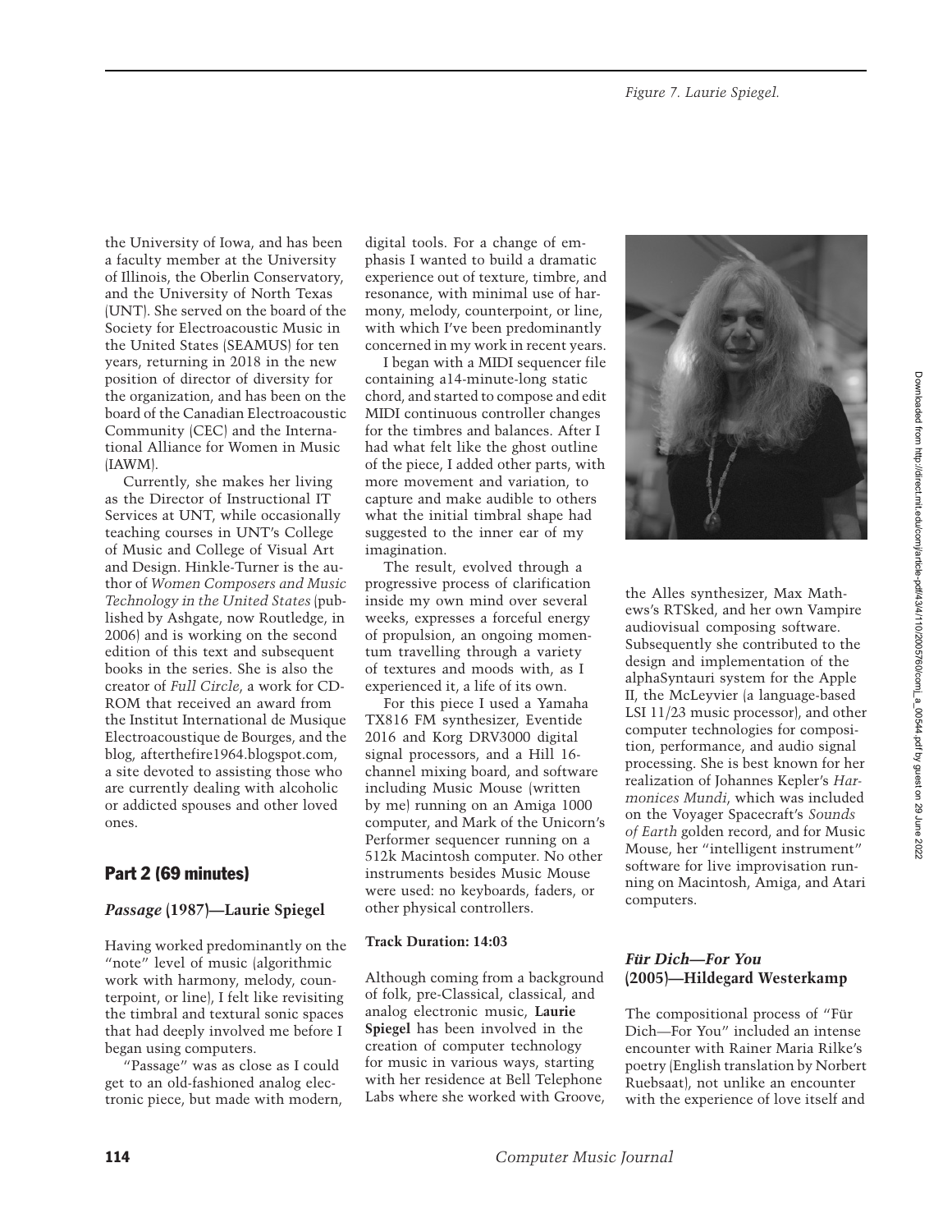the University of Iowa, and has been a faculty member at the University of Illinois, the Oberlin Conservatory, and the University of North Texas (UNT). She served on the board of the Society for Electroacoustic Music in the United States (SEAMUS) for ten years, returning in 2018 in the new position of director of diversity for the organization, and has been on the board of the Canadian Electroacoustic Community (CEC) and the International Alliance for Women in Music (IAWM).

Currently, she makes her living as the Director of Instructional IT Services at UNT, while occasionally teaching courses in UNT's College of Music and College of Visual Art and Design. Hinkle-Turner is the author of *Women Composers and Music Technology in the United States* (published by Ashgate, now Routledge, in 2006) and is working on the second edition of this text and subsequent books in the series. She is also the creator of *Full Circle*, a work for CD-ROM that received an award from the Institut International de Musique Electroacoustique de Bourges, and the blog, afterthefire1964.blogspot.com, a site devoted to assisting those who are currently dealing with alcoholic or addicted spouses and other loved ones.

## Part 2 (69 minutes)

### *Passage* (1987)—Laurie Spiegel

Having worked predominantly on the "note" level of music (algorithmic work with harmony, melody, counterpoint, or line), I felt like revisiting the timbral and textural sonic spaces that had deeply involved me before I began using computers.

"Passage" was as close as I could get to an old-fashioned analog electronic piece, but made with modern, digital tools. For a change of emphasis I wanted to build a dramatic experience out of texture, timbre, and resonance, with minimal use of harmony, melody, counterpoint, or line, with which I've been predominantly concerned in my work in recent years.

I began with a MIDI sequencer file containing a14-minute-long static chord, and started to compose and edit MIDI continuous controller changes for the timbres and balances. After I had what felt like the ghost outline of the piece, I added other parts, with more movement and variation, to capture and make audible to others what the initial timbral shape had suggested to the inner ear of my imagination.

The result, evolved through a progressive process of clarification inside my own mind over several weeks, expresses a forceful energy of propulsion, an ongoing momentum travelling through a variety of textures and moods with, as I experienced it, a life of its own.

For this piece I used a Yamaha TX816 FM synthesizer, Eventide 2016 and Korg DRV3000 digital signal processors, and a Hill 16-channel mixing board, and software including Music Mouse (written by me) running on an Amiga 1000 computer, and Mark of the Unicorn's Performer sequencer running on a 512k Macintosh computer. No other instruments besides Music Mouse were used: no keyboards, faders, or other physical controllers.

**Track Duration: 14:03**

Figure 7. Laurie Spiegel.

Although coming from a background of folk, pre-Classical, classical, and analog electronic music, **Laurie Spiegel** has been involved in the creation of computer technology for music in various ways, starting with her residence at Bell Telephone Labs where she worked with Groove, the Alles synthesizer, Max Mathews's RTSked, and her own Vampire audiovisual composing software. Subsequently she contributed to the design and implementation of the alphaSyntauri system for the Apple II, the McLeyvier (a language-based LSI 11/23 music processor), and other computer technologies for composition, performance, and audio signal processing. She is best known for her realization of Johannes Kepler's *Harmonices Mundi*, which was included on the Voyager Spacecraft's *Sounds of Earth* golden record, and for Music Mouse, her "intelligent instrument" software for live improvisation running on Macintosh, Amiga, and Atari computers.

### *Für Dich—For You* (2005)—Hildegard Westerkamp

The compositional process of "Für Dich—For You" included an intense encounter with Rainer Maria Rilke's poetry (English translation by Norbert Ruebsaat), not unlike an encounter with the experience of love itself and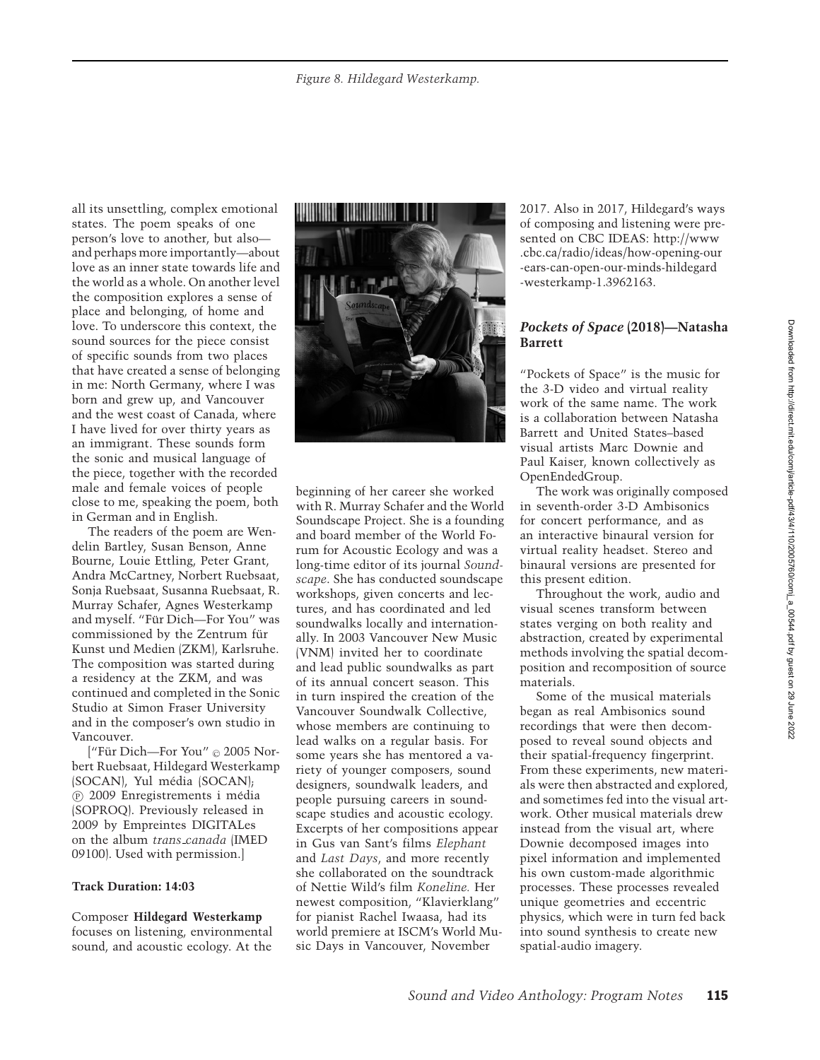Figure 8. Hildegard Westerkamp.

all its unsettling, complex emotional states. The poem speaks of one person's love to another, but also—and perhaps more importantly—about love as an inner state towards life and the world as a whole. On another level the composition explores a sense of place and belonging, of home and love. To underscore this context, the sound sources for the piece consist of specific sounds from two places that have created a sense of belonging in me: North Germany, where I was born and grew up, and Vancouver and the west coast of Canada, where I have lived for over thirty years as an immigrant. These sounds form the sonic and musical language of the piece, together with the recorded male and female voices of people close to me, speaking the poem, both in German and in English.

The readers of the poem are Wendelin Bartley, Susan Benson, Anne Bourne, Louie Ettling, Peter Grant, Andra McCartney, Norbert Ruebsaat, Sonja Ruebsaat, Susanna Ruebsaat, R. Murray Schafer, Agnes Westerkamp and myself. "Für Dich—For You" was commissioned by the Zentrum für Kunst und Medien (ZKM), Karlsruhe. The composition was started during a residency at the ZKM, and was continued and completed in the Sonic Studio at Simon Fraser University and in the composer's own studio in Vancouver.

["Für Dich—For You" © 2005 Norbert Ruebsaat, Hildegard Westerkamp (SOCAN), Yul média (SOCAN); ℗ 2009 Enregistrements i média (SOPROQ). Previously released in 2009 by Empreintes DIGITALes on the album *trans_canada* (IMED 09100). Used with permission.]

**Track Duration: 14:03**

Composer **Hildegard Westerkamp** focuses on listening, environmental sound, and acoustic ecology. At the beginning of her career she worked with R. Murray Schafer and the World Soundscape Project. She is a founding and board member of the World Forum for Acoustic Ecology and was a long-time editor of its journal *Soundscape*. She has conducted soundscape workshops, given concerts and lectures, and has coordinated and led soundwalks locally and internationally. In 2003 Vancouver New Music (VNM) invited her to coordinate and lead public soundwalks as part of its annual concert season. This in turn inspired the creation of the Vancouver Soundwalk Collective, whose members are continuing to lead walks on a regular basis. For some years she has mentored a variety of younger composers, sound designers, soundwalk leaders, and people pursuing careers in soundscape studies and acoustic ecology. Excerpts of her compositions appear in Gus van Sant's films *Elephant* and *Last Days*, and more recently she collaborated on the soundtrack of Nettie Wild's film *Koneline.* Her newest composition, "Klavierklang" for pianist Rachel Iwaasa, had its world premiere at ISCM's World Music Days in Vancouver, November 2017. Also in 2017, Hildegard's ways of composing and listening were presented on CBC IDEAS: http://www.cbc.ca/radio/ideas/how-opening-our-ears-can-open-our-minds-hildegard-westerkamp-1.3962163.

## *Pockets of Space* (2018)—Natasha Barrett

"Pockets of Space" is the music for the 3-D video and virtual reality work of the same name. The work is a collaboration between Natasha Barrett and United States–based visual artists Marc Downie and Paul Kaiser, known collectively as OpenEndedGroup.

The work was originally composed in seventh-order 3-D Ambisonics for concert performance, and as an interactive binaural version for virtual reality headset. Stereo and binaural versions are presented for this present edition.

Throughout the work, audio and visual scenes transform between states verging on both reality and abstraction, created by experimental methods involving the spatial decomposition and recomposition of source materials.

Some of the musical materials began as real Ambisonics sound recordings that were then decomposed to reveal sound objects and their spatial-frequency fingerprint. From these experiments, new materials were then abstracted and explored, and sometimes fed into the visual artwork. Other musical materials drew instead from the visual art, where Downie decomposed images into pixel information and implemented his own custom-made algorithmic processes. These processes revealed unique geometries and eccentric physics, which were in turn fed back into sound synthesis to create new spatial-audio imagery.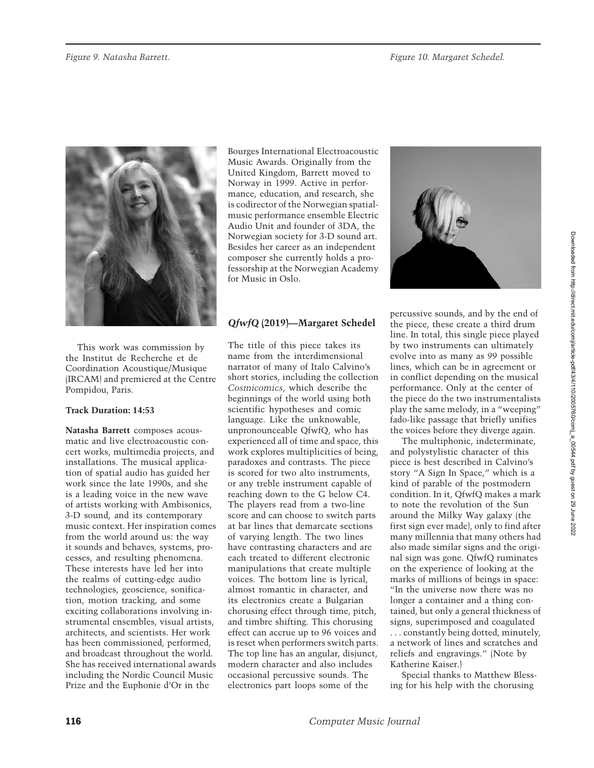*Figure 9. Natasha Barrett.*

*Figure 10. Margaret Schedel.*

This work was commission by the Institut de Recherche et de Coordination Acoustique/Musique (IRCAM) and premiered at the Centre Pompidou, Paris.

**Track Duration: 14:53**

**Natasha Barrett** composes acousmatic and live electroacoustic concert works, multimedia projects, and installations. The musical application of spatial audio has guided her work since the late 1990s, and she is a leading voice in the new wave of artists working with Ambisonics, 3-D sound, and its contemporary music context. Her inspiration comes from the world around us: the way it sounds and behaves, systems, processes, and resulting phenomena. These interests have led her into the realms of cutting-edge audio technologies, geoscience, sonification, motion tracking, and some exciting collaborations involving instrumental ensembles, visual artists, architects, and scientists. Her work has been commissioned, performed, and broadcast throughout the world. She has received international awards including the Nordic Council Music Prize and the Euphonie d'Or in the Bourges International Electroacoustic Music Awards. Originally from the United Kingdom, Barrett moved to Norway in 1999. Active in performance, education, and research, she is codirector of the Norwegian spatial-music performance ensemble Electric Audio Unit and founder of 3DA, the Norwegian society for 3-D sound art. Besides her career as an independent composer she currently holds a professorship at the Norwegian Academy for Music in Oslo.

### *QfwfQ* (2019)—Margaret Schedel

The title of this piece takes its name from the interdimensional narrator of many of Italo Calvino's short stories, including the collection *Cosmicomics*, which describe the beginnings of the world using both scientific hypotheses and comic language. Like the unknowable, unpronounceable QfwfQ, who has experienced all of time and space, this work explores multiplicities of being, paradoxes and contrasts. The piece is scored for two alto instruments, or any treble instrument capable of reaching down to the G below C4. The players read from a two-line score and can choose to switch parts at bar lines that demarcate sections of varying length. The two lines have contrasting characters and are each treated to different electronic manipulations that create multiple voices. The bottom line is lyrical, almost romantic in character, and its electronics create a Bulgarian chorusing effect through time, pitch, and timbre shifting. This chorusing effect can accrue up to 96 voices and is reset when performers switch parts. The top line has an angular, disjunct, modern character and also includes occasional percussive sounds. The electronics part loops some of the percussive sounds, and by the end of the piece, these create a third drum line. In total, this single piece played by two instruments can ultimately evolve into as many as 99 possible lines, which can be in agreement or in conflict depending on the musical performance. Only at the center of the piece do the two instrumentalists play the same melody, in a "weeping" fado-like passage that briefly unifies the voices before they diverge again.

The multiphonic, indeterminate, and polystylistic character of this piece is best described in Calvino's story "A Sign In Space," which is a kind of parable of the postmodern condition. In it, QfwfQ makes a mark to note the revolution of the Sun around the Milky Way galaxy (the first sign ever made), only to find after many millennia that many others had also made similar signs and the original sign was gone. QfwfQ ruminates on the experience of looking at the marks of millions of beings in space: "In the universe now there was no longer a container and a thing contained, but only a general thickness of signs, superimposed and coagulated . . . constantly being dotted, minutely, a network of lines and scratches and reliefs and engravings." (Note by Katherine Kaiser.)

Special thanks to Matthew Blessing for his help with the chorusing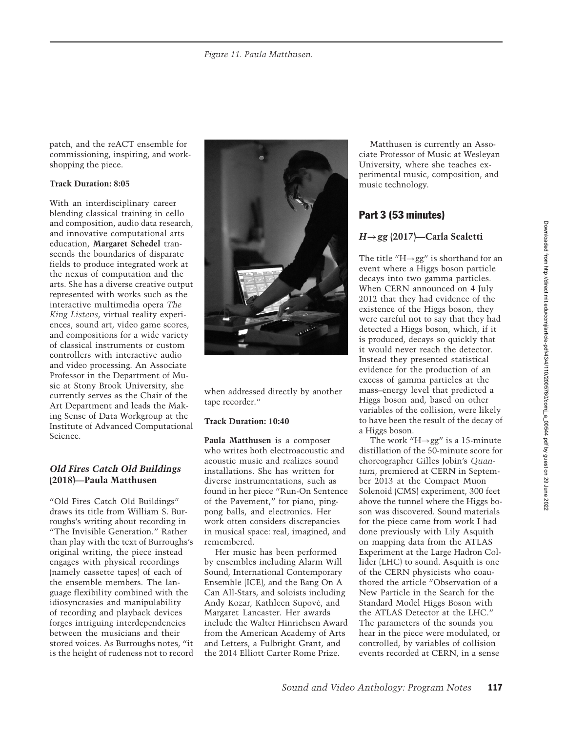Figure 11. Paula Matthusen.

patch, and the reACT ensemble for commissioning, inspiring, and workshopping the piece.

**Track Duration: 8:05**

With an interdisciplinary career blending classical training in cello and composition, audio data research, and innovative computational arts education, **Margaret Schedel** transcends the boundaries of disparate fields to produce integrated work at the nexus of computation and the arts. She has a diverse creative output represented with works such as the interactive multimedia opera *The King Listens*, virtual reality experiences, sound art, video game scores, and compositions for a wide variety of classical instruments or custom controllers with interactive audio and video processing. An Associate Professor in the Department of Music at Stony Brook University, she currently serves as the Chair of the Art Department and leads the Making Sense of Data Workgroup at the Institute of Advanced Computational Science.

### *Old Fires Catch Old Buildings* (2018)—Paula Matthusen

"Old Fires Catch Old Buildings" draws its title from William S. Burroughs's writing about recording in "The Invisible Generation." Rather than play with the text of Burroughs's original writing, the piece instead engages with physical recordings (namely cassette tapes) of each of the ensemble members. The language flexibility combined with the idiosyncrasies and manipulability of recording and playback devices forges intriguing interdependencies between the musicians and their stored voices. As Burroughs notes, "it is the height of rudeness not to record when addressed directly by another tape recorder."

**Track Duration: 10:40**

**Paula Matthusen** is a composer who writes both electroacoustic and acoustic music and realizes sound installations. She has written for diverse instrumentations, such as found in her piece "Run-On Sentence of the Pavement," for piano, ping-pong balls, and electronics. Her work often considers discrepancies in musical space: real, imagined, and remembered.

Her music has been performed by ensembles including Alarm Will Sound, International Contemporary Ensemble (ICE), and the Bang On A Can All-Stars, and soloists including Andy Kozar, Kathleen Supové, and Margaret Lancaster. Her awards include the Walter Hinrichsen Award from the American Academy of Arts and Letters, a Fulbright Grant, and the 2014 Elliott Carter Rome Prize.

Matthusen is currently an Associate Professor of Music at Wesleyan University, where she teaches experimental music, composition, and music technology.

## Part 3 (53 minutes)

### *H→gg* (2017)—Carla Scaletti

The title "H→gg" is shorthand for an event where a Higgs boson particle decays into two gamma particles. When CERN announced on 4 July 2012 that they had evidence of the existence of the Higgs boson, they were careful not to say that they had detected a Higgs boson, which, if it is produced, decays so quickly that it would never reach the detector. Instead they presented statistical evidence for the production of an excess of gamma particles at the mass–energy level that predicted a Higgs boson and, based on other variables of the collision, were likely to have been the result of the decay of a Higgs boson.

The work "H→gg" is a 15-minute distillation of the 50-minute score for choreographer Gilles Jobin's *Quantum*, premiered at CERN in September 2013 at the Compact Muon Solenoid (CMS) experiment, 300 feet above the tunnel where the Higgs boson was discovered. Sound materials for the piece came from work I had done previously with Lily Asquith on mapping data from the ATLAS Experiment at the Large Hadron Collider (LHC) to sound. Asquith is one of the CERN physicists who coauthored the article "Observation of a New Particle in the Search for the Standard Model Higgs Boson with the ATLAS Detector at the LHC." The parameters of the sounds you hear in the piece were modulated, or controlled, by variables of collision events recorded at CERN, in a sense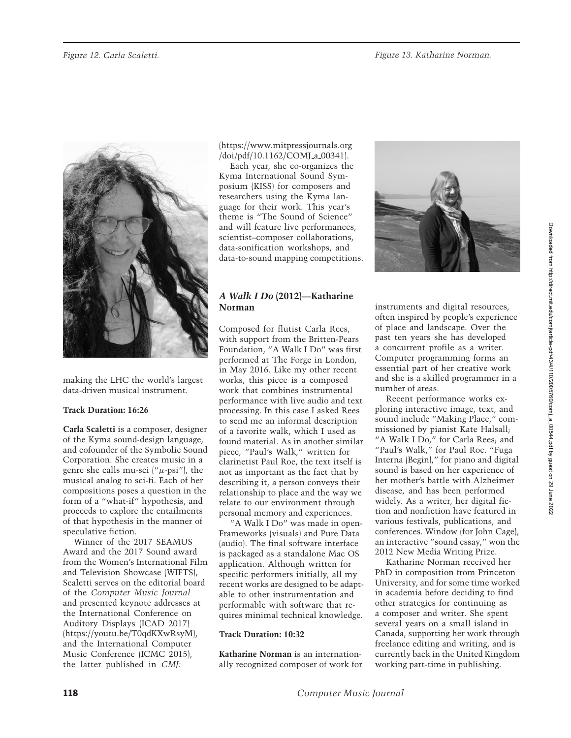Figure 12. Carla Scaletti.

Figure 13. Katharine Norman.

making the LHC the world's largest data-driven musical instrument.

**Track Duration: 16:26**

**Carla Scaletti** is a composer, designer of the Kyma sound-design language, and cofounder of the Symbolic Sound Corporation. She creates music in a genre she calls mu-sci ("$\mu$-psi"), the musical analog to sci-fi. Each of her compositions poses a question in the form of a "what-if" hypothesis, and proceeds to explore the entailments of that hypothesis in the manner of speculative fiction.

Winner of the 2017 SEAMUS Award and the 2017 Sound award from the Women's International Film and Television Showcase (WIFTS), Scaletti serves on the editorial board of the *Computer Music Journal* and presented keynote addresses at the International Conference on Auditory Displays (ICAD 2017) (https://youtu.be/T0qdKXwRsyM), and the International Computer Music Conference (ICMC 2015), the latter published in *CMJ:* (https://www.mitpressjournals.org/doi/pdf/10.1162/COMJ_a_00341).

Each year, she co-organizes the Kyma International Sound Symposium (KISS) for composers and researchers using the Kyma language for their work. This year's theme is "The Sound of Science" and will feature live performances, scientist–composer collaborations, data-sonification workshops, and data-to-sound mapping competitions.

## *A Walk I Do* (2012)—Katharine Norman

Composed for flutist Carla Rees, with support from the Britten-Pears Foundation, "A Walk I Do" was first performed at The Forge in London, in May 2016. Like my other recent works, this piece is a composed work that combines instrumental performance with live audio and text processing. In this case I asked Rees to send me an informal description of a favorite walk, which I used as found material. As in another similar piece, "Paul's Walk," written for clarinetist Paul Roe, the text itself is not as important as the fact that by describing it, a person conveys their relationship to place and the way we relate to our environment through personal memory and experiences.

"A Walk I Do" was made in openFrameworks (visuals) and Pure Data (audio). The final software interface is packaged as a standalone Mac OS application. Although written for specific performers initially, all my recent works are designed to be adaptable to other instrumentation and performable with software that requires minimal technical knowledge.

**Track Duration: 10:32**

**Katharine Norman** is an internationally recognized composer of work for instruments and digital resources, often inspired by people's experience of place and landscape. Over the past ten years she has developed a concurrent profile as a writer. Computer programming forms an essential part of her creative work and she is a skilled programmer in a number of areas.

Recent performance works exploring interactive image, text, and sound include "Making Place," commissioned by pianist Kate Halsall; "A Walk I Do," for Carla Rees; and "Paul's Walk," for Paul Roe. "Fuga Interna (Begin)," for piano and digital sound is based on her experience of her mother's battle with Alzheimer disease, and has been performed widely. As a writer, her digital fiction and nonfiction have featured in various festivals, publications, and conferences. Window (for John Cage), an interactive "sound essay," won the 2012 New Media Writing Prize.

Katharine Norman received her PhD in composition from Princeton University, and for some time worked in academia before deciding to find other strategies for continuing as a composer and writer. She spent several years on a small island in Canada, supporting her work through freelance editing and writing, and is currently back in the United Kingdom working part-time in publishing.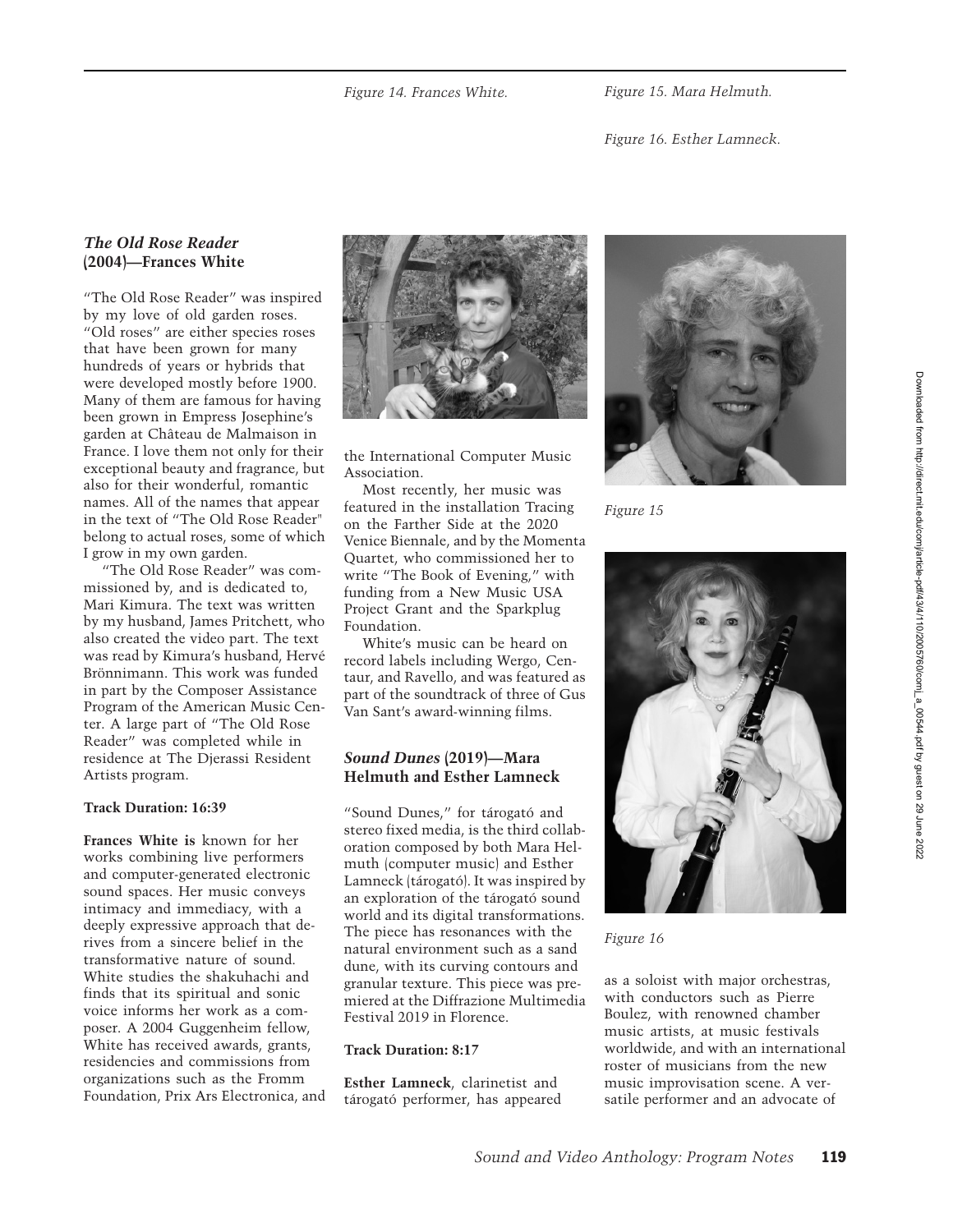Figure 14. Frances White.

Figure 15. Mara Helmuth.

Figure 16. Esther Lamneck.

### *The Old Rose Reader* (2004)—Frances White

"The Old Rose Reader" was inspired by my love of old garden roses. "Old roses" are either species roses that have been grown for many hundreds of years or hybrids that were developed mostly before 1900. Many of them are famous for having been grown in Empress Josephine's garden at Château de Malmaison in France. I love them not only for their exceptional beauty and fragrance, but also for their wonderful, romantic names. All of the names that appear in the text of "The Old Rose Reader" belong to actual roses, some of which I grow in my own garden.

"The Old Rose Reader" was commissioned by, and is dedicated to, Mari Kimura. The text was written by my husband, James Pritchett, who also created the video part. The text was read by Kimura's husband, Hervé Brönnimann. This work was funded in part by the Composer Assistance Program of the American Music Center. A large part of "The Old Rose Reader" was completed while in residence at The Djerassi Resident Artists program.

**Track Duration: 16:39**

**Frances White is** known for her works combining live performers and computer-generated electronic sound spaces. Her music conveys intimacy and immediacy, with a deeply expressive approach that derives from a sincere belief in the transformative nature of sound. White studies the shakuhachi and finds that its spiritual and sonic voice informs her work as a composer. A 2004 Guggenheim fellow, White has received awards, grants, residencies and commissions from organizations such as the Fromm Foundation, Prix Ars Electronica, and the International Computer Music Association.

Most recently, her music was featured in the installation Tracing on the Farther Side at the 2020 Venice Biennale, and by the Momenta Quartet, who commissioned her to write "The Book of Evening," with funding from a New Music USA Project Grant and the Sparkplug Foundation.

White's music can be heard on record labels including Wergo, Centaur, and Ravello, and was featured as part of the soundtrack of three of Gus Van Sant's award-winning films.

### *Sound Dunes* (2019)—Mara Helmuth and Esther Lamneck

"Sound Dunes," for tárogató and stereo fixed media, is the third collaboration composed by both Mara Helmuth (computer music) and Esther Lamneck (tárogató). It was inspired by an exploration of the tárogató sound world and its digital transformations. The piece has resonances with the natural environment such as a sand dune, with its curving contours and granular texture. This piece was premiered at the Diffrazione Multimedia Festival 2019 in Florence.

**Track Duration: 8:17**

**Esther Lamneck**, clarinetist and tárogató performer, has appeared as a soloist with major orchestras, with conductors such as Pierre Boulez, with renowned chamber music artists, at music festivals worldwide, and with an international roster of musicians from the new music improvisation scene. A versatile performer and an advocate of

Figure 15

Figure 16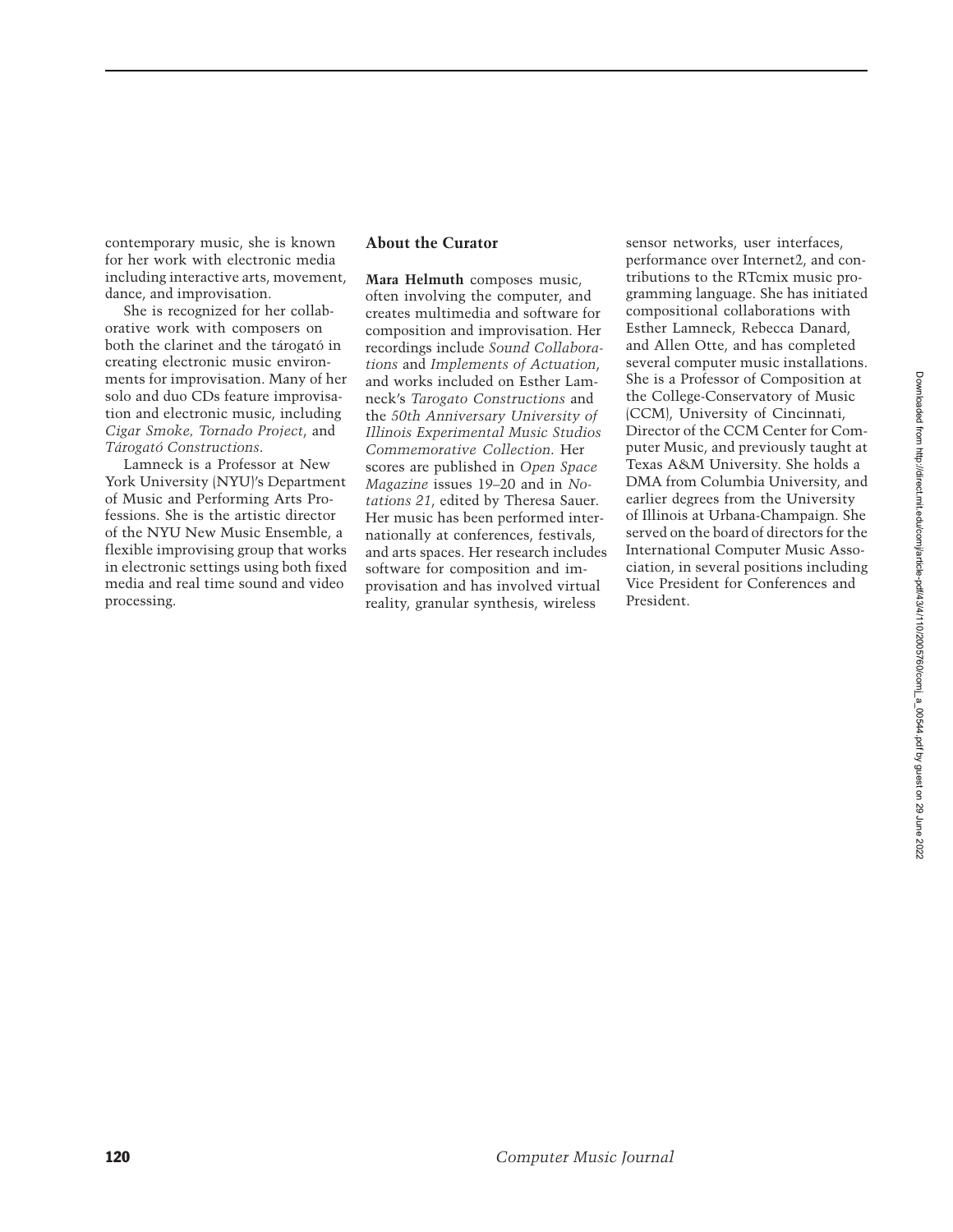contemporary music, she is known for her work with electronic media including interactive arts, movement, dance, and improvisation.

She is recognized for her collaborative work with composers on both the clarinet and the tárogató in creating electronic music environments for improvisation. Many of her solo and duo CDs feature improvisation and electronic music, including *Cigar Smoke, Tornado Project*, and *Tárogató Constructions*.

Lamneck is a Professor at New York University (NYU)'s Department of Music and Performing Arts Professions. She is the artistic director of the NYU New Music Ensemble, a flexible improvising group that works in electronic settings using both fixed media and real time sound and video processing.

## About the Curator

**Mara Helmuth** composes music, often involving the computer, and creates multimedia and software for composition and improvisation. Her recordings include *Sound Collaborations* and *Implements of Actuation*, and works included on Esther Lamneck's *Tarogato Constructions* and the *50th Anniversary University of Illinois Experimental Music Studios Commemorative Collection.* Her scores are published in *Open Space Magazine* issues 19–20 and in *Notations 21*, edited by Theresa Sauer. Her music has been performed internationally at conferences, festivals, and arts spaces. Her research includes software for composition and improvisation and has involved virtual reality, granular synthesis, wireless sensor networks, user interfaces, performance over Internet2, and contributions to the RTcmix music programming language. She has initiated compositional collaborations with Esther Lamneck, Rebecca Danard, and Allen Otte, and has completed several computer music installations. She is a Professor of Composition at the College-Conservatory of Music (CCM), University of Cincinnati, Director of the CCM Center for Computer Music, and previously taught at Texas A&M University. She holds a DMA from Columbia University, and earlier degrees from the University of Illinois at Urbana-Champaign. She served on the board of directors for the International Computer Music Association, in several positions including Vice President for Conferences and President.